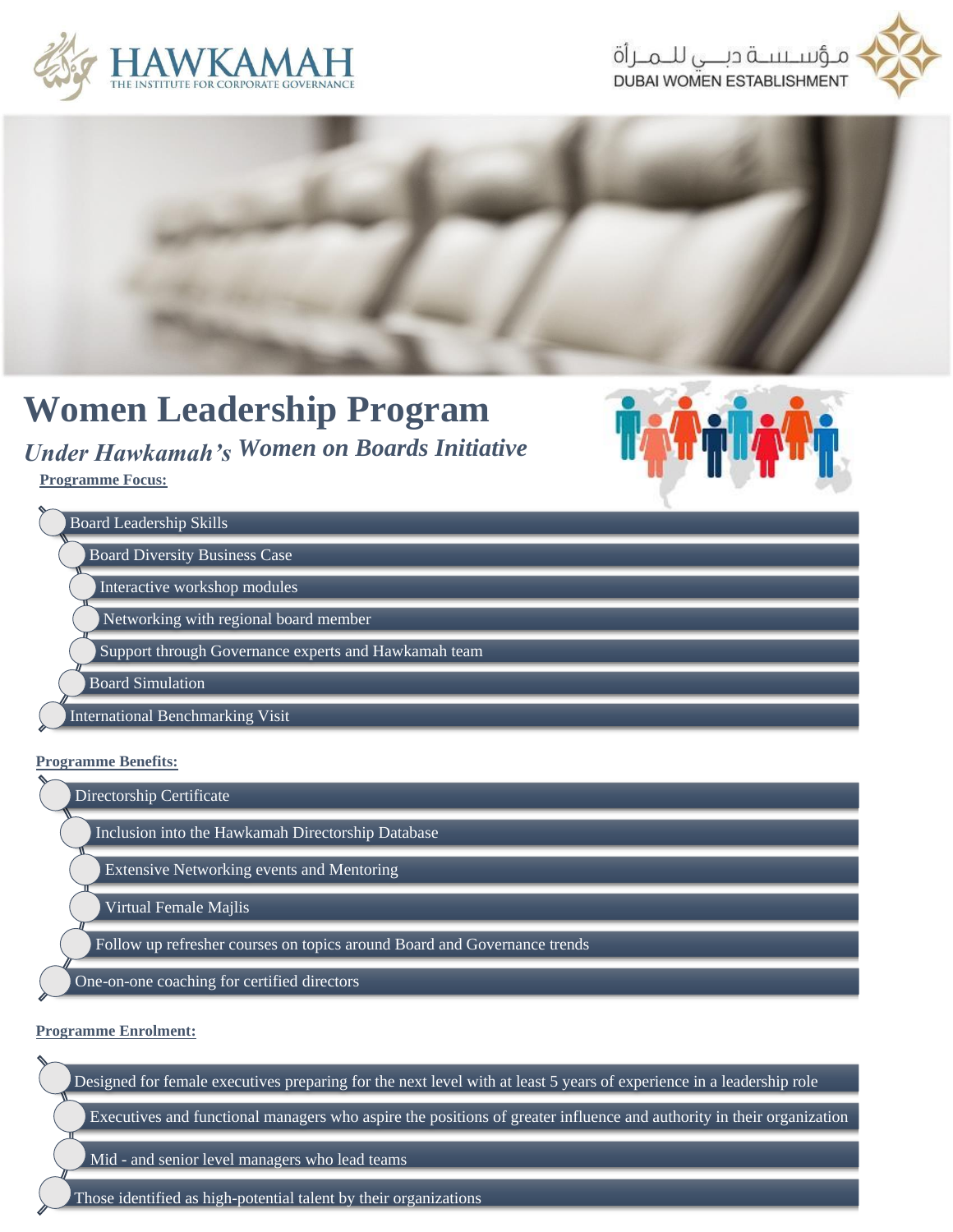HAWKAMAH
THE INSTITUTE FOR CORPORATE GOVERNANCE

مـؤسـسـة دبـي للـمـرأة
DUBAI WOMEN ESTABLISHMENT

# Women Leadership Program

## *Under Hawkamah's Women on Boards Initiative*

**Programme Focus:**

- Board Leadership Skills
- Board Diversity Business Case
- Interactive workshop modules
- Networking with regional board member
- Support through Governance experts and Hawkamah team
- Board Simulation
- International Benchmarking Visit

**Programme Benefits:**

- Directorship Certificate
- Inclusion into the Hawkamah Directorship Database
- Extensive Networking events and Mentoring
- Virtual Female Majlis
- Follow up refresher courses on topics around Board and Governance trends
- One-on-one coaching for certified directors

**Programme Enrolment:**

- Designed for female executives preparing for the next level with at least 5 years of experience in a leadership role
- Executives and functional managers who aspire the positions of greater influence and authority in their organization
- Mid - and senior level managers who lead teams
- Those identified as high-potential talent by their organizations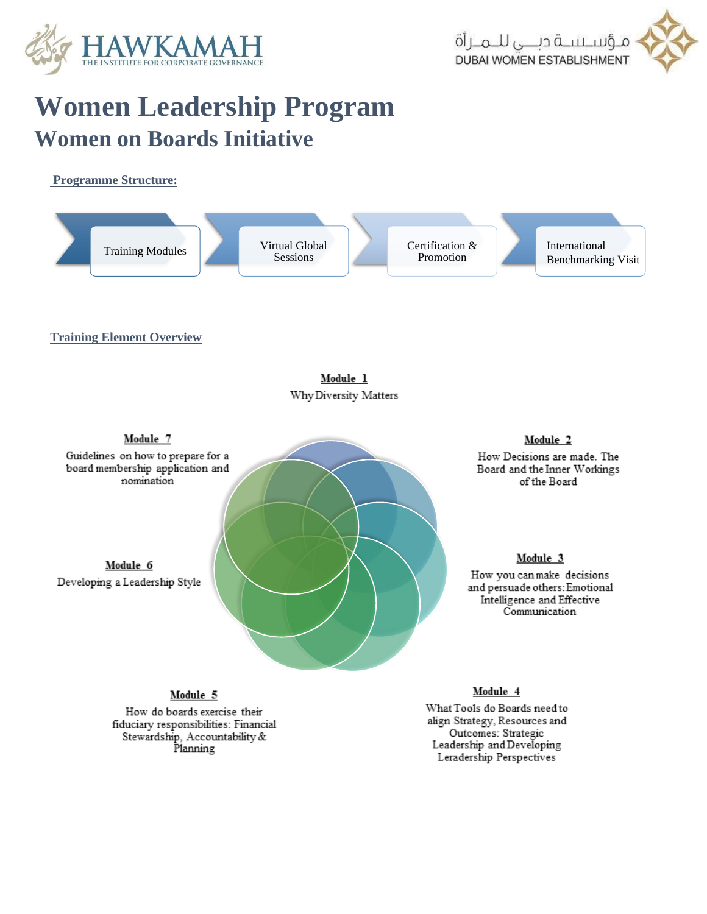HAWKAMAH
THE INSTITUTE FOR CORPORATE GOVERNANCE

مؤسسة دبي للمرأة
DUBAI WOMEN ESTABLISHMENT

# Women Leadership Program

## Women on Boards Initiative

**Programme Structure:**

Training Modules → Virtual Global Sessions → Certification & Promotion → International Benchmarking Visit

**Training Element Overview**

**Module 1**
Why Diversity Matters

**Module 2**
How Decisions are made. The Board and the Inner Workings of the Board

**Module 3**
How you can make decisions and persuade others: Emotional Intelligence and Effective Communication

**Module 4**
What Tools do Boards need to align Strategy, Resources and Outcomes: Strategic Leadership and Developing Leradership Perspectives

**Module 5**
How do boards exercise their fiduciary responsibilities: Financial Stewardship, Accountability & Planning

**Module 6**
Developing a Leadership Style

**Module 7**
Guidelines on how to prepare for a board membership application and nomination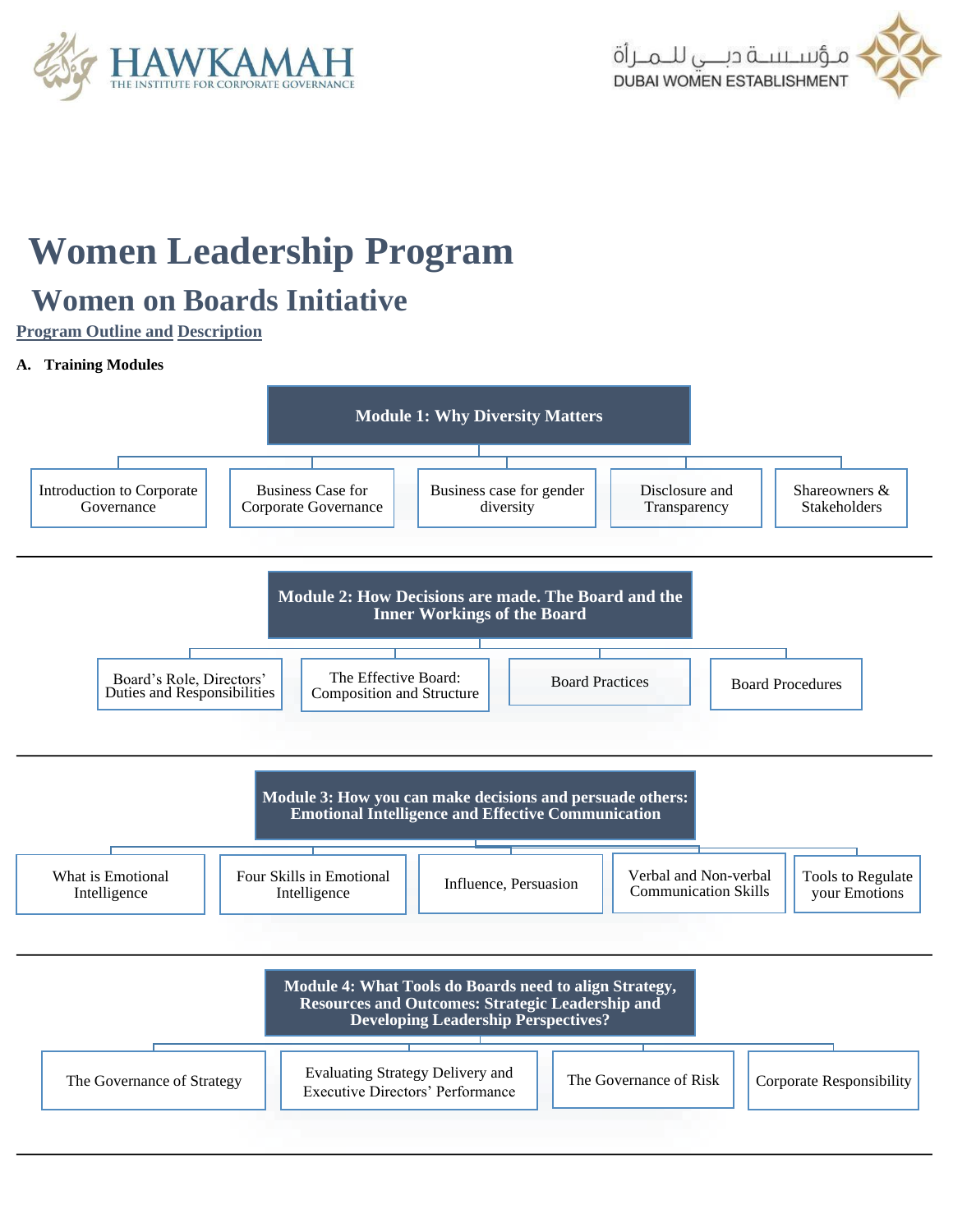# Women Leadership Program

## Women on Boards Initiative

**Program Outline and Description**

**A. Training Modules**

### Module 1: Why Diversity Matters

- Introduction to Corporate Governance
- Business Case for Corporate Governance
- Business case for gender diversity
- Disclosure and Transparency
- Shareowners & Stakeholders

### Module 2: How Decisions are made. The Board and the Inner Workings of the Board

- Board's Role, Directors' Duties and Responsibilities
- The Effective Board: Composition and Structure
- Board Practices
- Board Procedures

### Module 3: How you can make decisions and persuade others: Emotional Intelligence and Effective Communication

- What is Emotional Intelligence
- Four Skills in Emotional Intelligence
- Influence, Persuasion
- Verbal and Non-verbal Communication Skills
- Tools to Regulate your Emotions

### Module 4: What Tools do Boards need to align Strategy, Resources and Outcomes: Strategic Leadership and Developing Leadership Perspectives?

- The Governance of Strategy
- Evaluating Strategy Delivery and Executive Directors' Performance
- The Governance of Risk
- Corporate Responsibility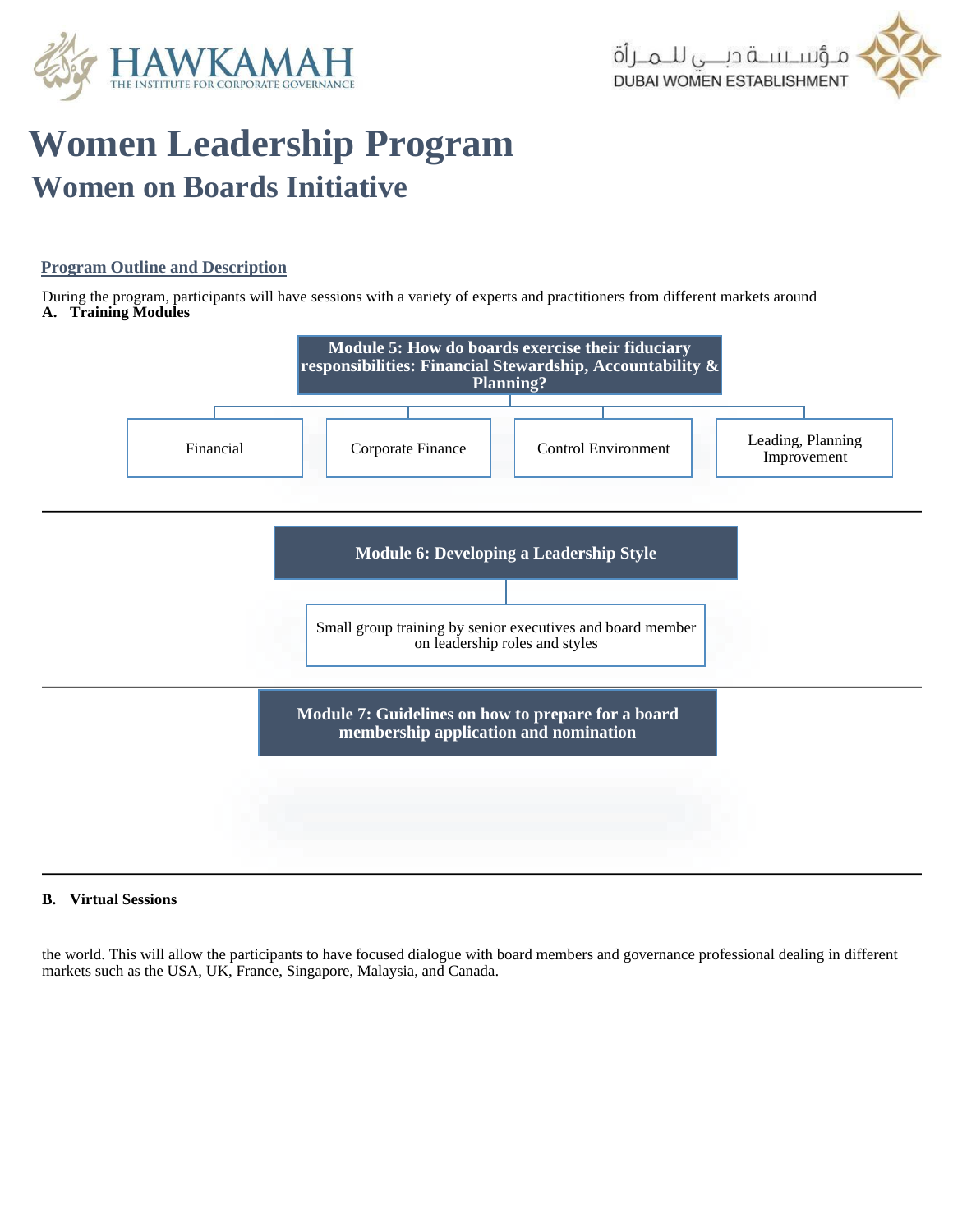# Women Leadership Program

## Women on Boards Initiative

**Program Outline and Description**

During the program, participants will have sessions with a variety of experts and practitioners from different markets around

**A. Training Modules**

**Module 5: How do boards exercise their fiduciary responsibilities: Financial Stewardship, Accountability & Planning?**

- Financial
- Corporate Finance
- Control Environment
- Leading, Planning Improvement

---

**Module 6: Developing a Leadership Style**

- Small group training by senior executives and board member on leadership roles and styles

---

**Module 7: Guidelines on how to prepare for a board membership application and nomination**

---

**B. Virtual Sessions**

the world. This will allow the participants to have focused dialogue with board members and governance professional dealing in different markets such as the USA, UK, France, Singapore, Malaysia, and Canada.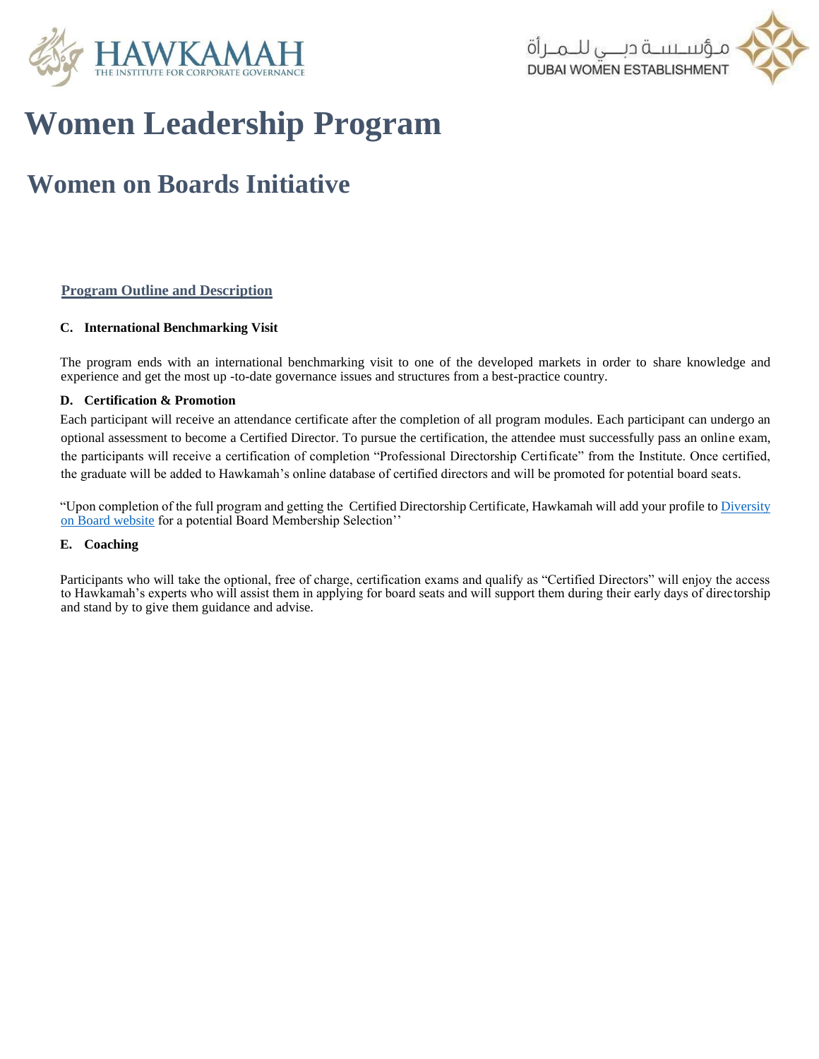# Women Leadership Program

## Women on Boards Initiative

**Program Outline and Description**

**C. International Benchmarking Visit**

The program ends with an international benchmarking visit to one of the developed markets in order to share knowledge and experience and get the most up -to-date governance issues and structures from a best-practice country.

**D. Certification & Promotion**

Each participant will receive an attendance certificate after the completion of all program modules. Each participant can undergo an optional assessment to become a Certified Director. To pursue the certification, the attendee must successfully pass an online exam, the participants will receive a certification of completion "Professional Directorship Certificate" from the Institute. Once certified, the graduate will be added to Hawkamah's online database of certified directors and will be promoted for potential board seats.

"Upon completion of the full program and getting the Certified Directorship Certificate, Hawkamah will add your profile to Diversity on Board website for a potential Board Membership Selection''

**E. Coaching**

Participants who will take the optional, free of charge, certification exams and qualify as "Certified Directors" will enjoy the access to Hawkamah's experts who will assist them in applying for board seats and will support them during their early days of directorship and stand by to give them guidance and advise.